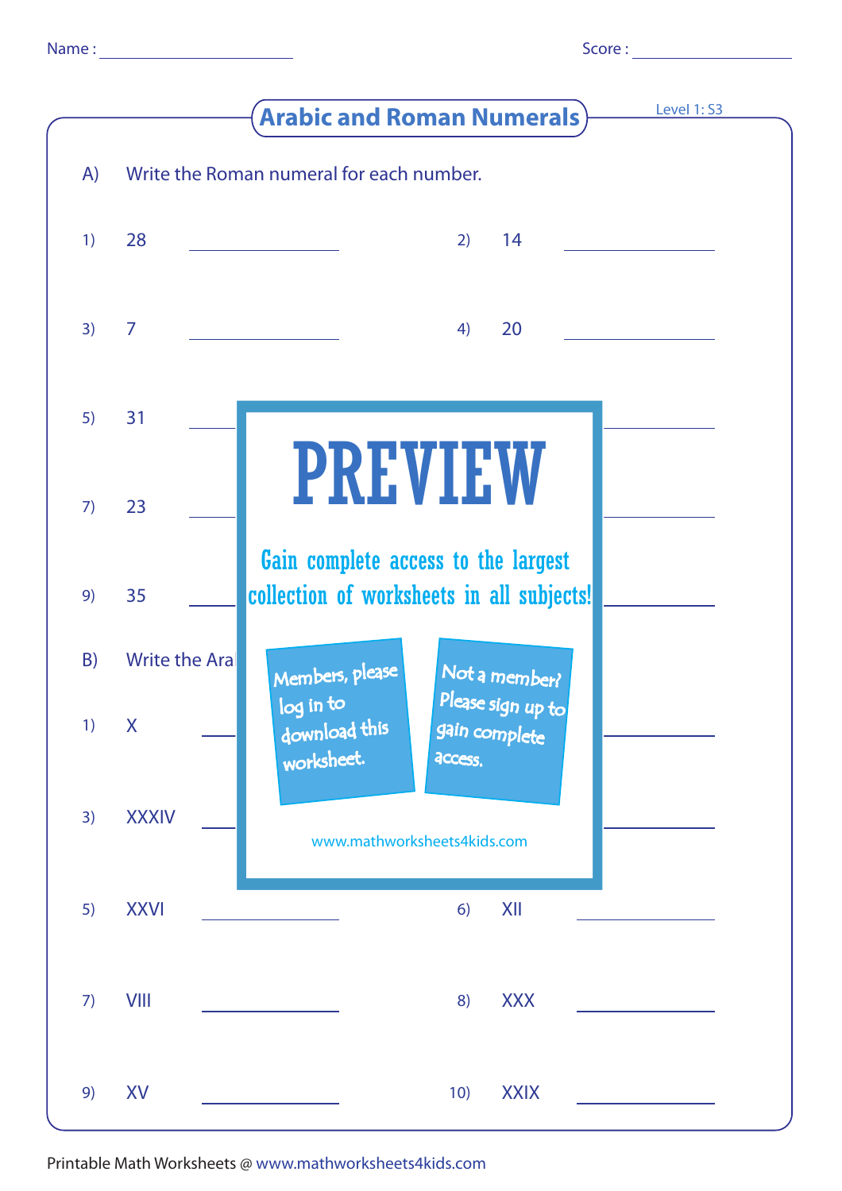Name : ______________ Score : ______________

## Arabic and Roman Numerals

Level 1: S3

A) Write the Roman numeral for each number.

1) 28 ______________ 2) 14 ______________

3) 7 ______________ 4) 20 ______________

5) 31 ______________

7) 23 ______________

9) 35 ______________

# PREVIEW

Gain complete access to the largest collection of worksheets in all subjects!

Members, please log in to download this worksheet.

Not a member? Please sign up to gain complete access.

www.mathworksheets4kids.com

B) Write the Ara

1) X ______________

3) XXXIV ______________

5) XXVI ______________ 6) XII ______________

7) VIII ______________ 8) XXX ______________

9) XV ______________ 10) XXIX ______________

Printable Math Worksheets @ www.mathworksheets4kids.com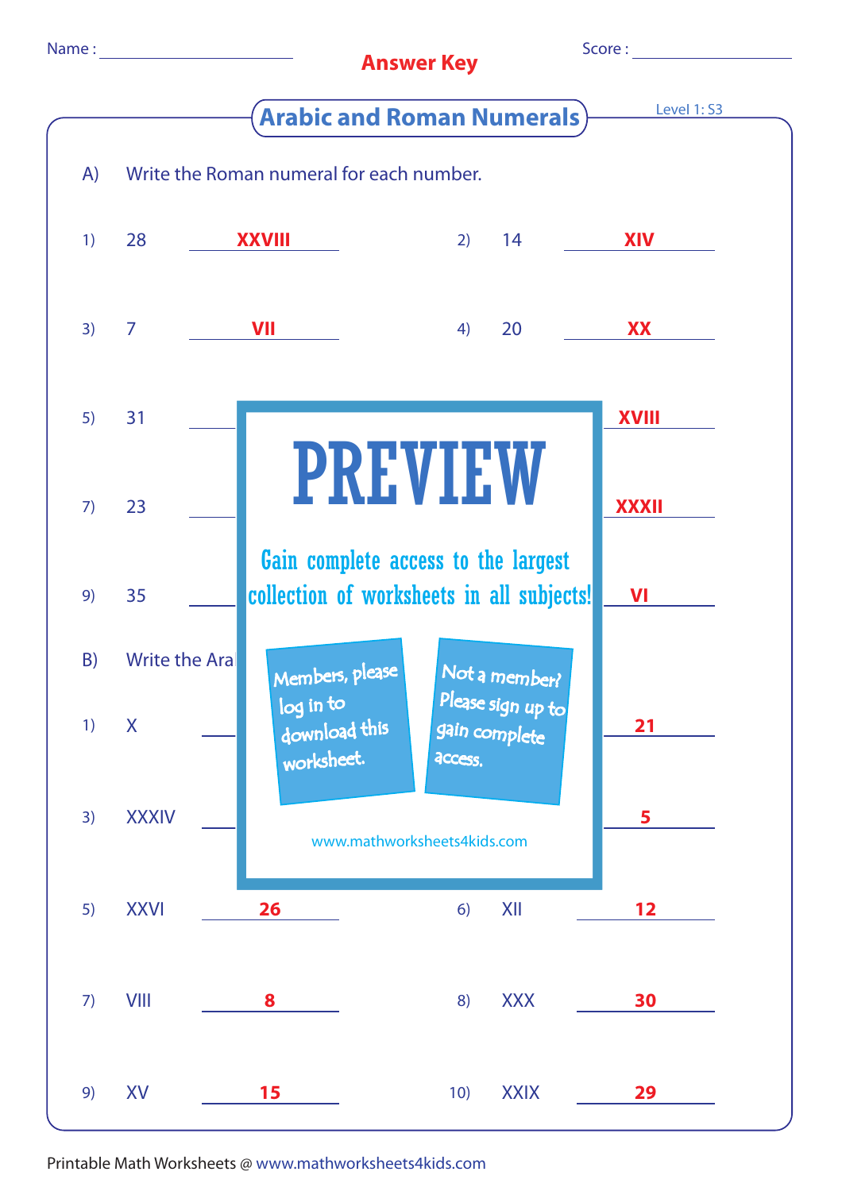Name : \_\_\_\_\_\_\_\_\_\_\_\_\_\_\_\_\_\_\_\_ **Answer Key** Score : \_\_\_\_\_\_\_\_\_\_\_\_\_\_\_

# Arabic and Roman Numerals

Level 1: S3

A) Write the Roman numeral for each number.

1) 28 **XXVIII**

2) 14 **XIV**

3) 7 **VII**

4) 20 **XX**

5) 31

6) **XVIII**

7) 23

8) **XXXII**

9) 35

10) **VI**

B) Write the Ara

1) X

2) **21**

3) XXXIV

4) **5**

5) XXVI **26**

6) XII **12**

7) VIII **8**

8) XXX **30**

9) XV **15**

10) XXIX **29**

PREVIEW

Gain complete access to the largest collection of worksheets in all subjects!

Members, please log in to download this worksheet.

Not a member? Please sign up to gain complete access.

www.mathworksheets4kids.com